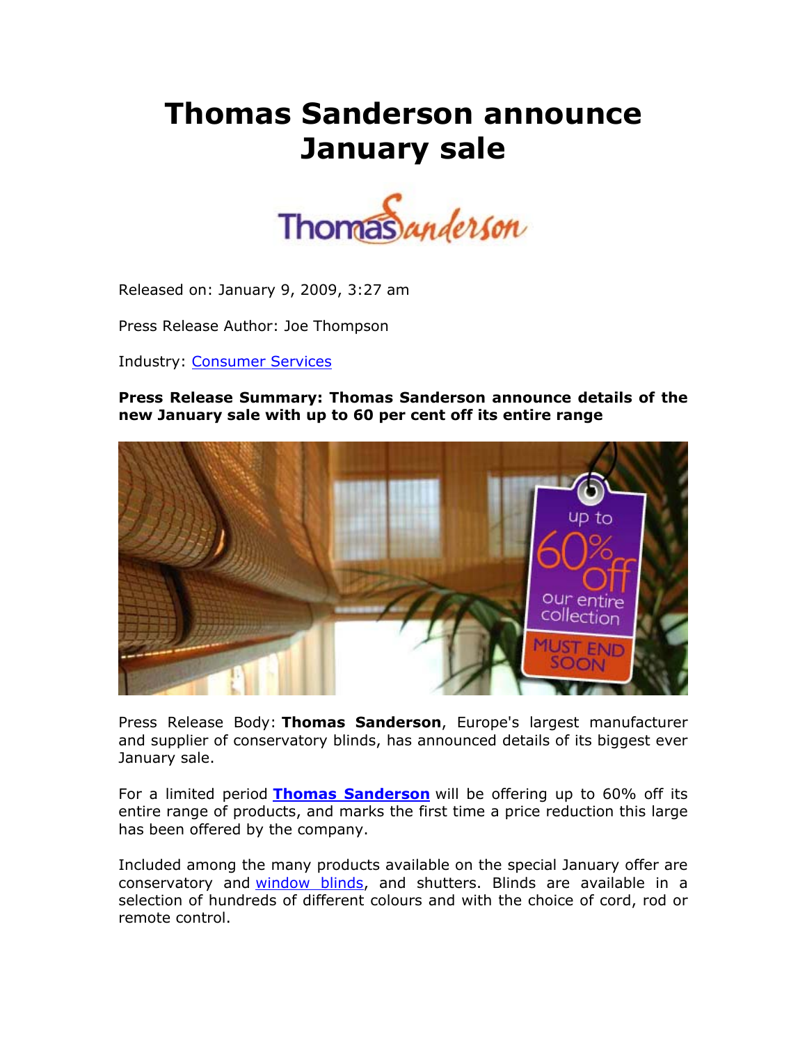# Thomas Sanderson announce January sale

Released on: January 9, 2009, 3:27 am

Press Release Author: Joe Thompson

Industry: Consumer Services

**Press Release Summary: Thomas Sanderson announce details of the new January sale with up to 60 per cent off its entire range**

Press Release Body: **Thomas Sanderson**, Europe's largest manufacturer and supplier of conservatory blinds, has announced details of its biggest ever January sale.

For a limited period **Thomas Sanderson** will be offering up to 60% off its entire range of products, and marks the first time a price reduction this large has been offered by the company.

Included among the many products available on the special January offer are conservatory and window blinds, and shutters. Blinds are available in a selection of hundreds of different colours and with the choice of cord, rod or remote control.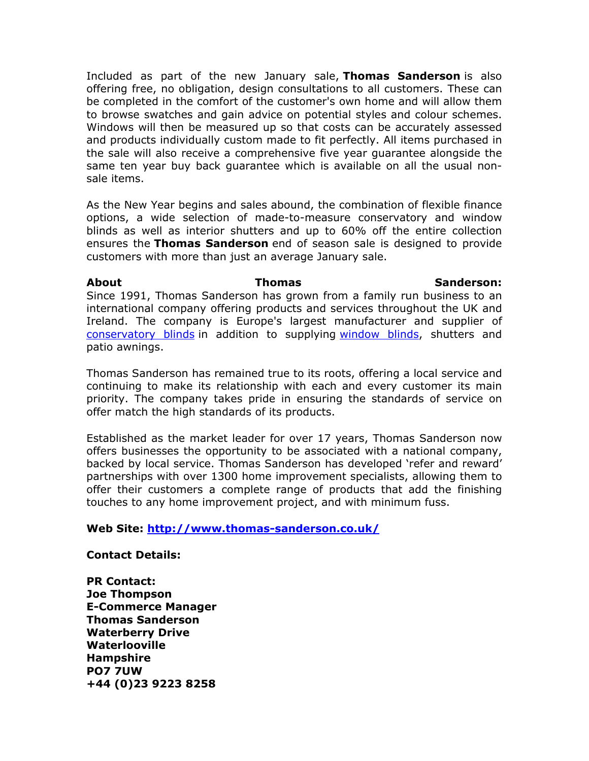Included as part of the new January sale, **Thomas Sanderson** is also offering free, no obligation, design consultations to all customers. These can be completed in the comfort of the customer's own home and will allow them to browse swatches and gain advice on potential styles and colour schemes. Windows will then be measured up so that costs can be accurately assessed and products individually custom made to fit perfectly. All items purchased in the sale will also receive a comprehensive five year guarantee alongside the same ten year buy back guarantee which is available on all the usual non-sale items.

As the New Year begins and sales abound, the combination of flexible finance options, a wide selection of made-to-measure conservatory and window blinds as well as interior shutters and up to 60% off the entire collection ensures the **Thomas Sanderson** end of season sale is designed to provide customers with more than just an average January sale.

**About Thomas Sanderson:**
Since 1991, Thomas Sanderson has grown from a family run business to an international company offering products and services throughout the UK and Ireland. The company is Europe's largest manufacturer and supplier of conservatory blinds in addition to supplying window blinds, shutters and patio awnings.

Thomas Sanderson has remained true to its roots, offering a local service and continuing to make its relationship with each and every customer its main priority. The company takes pride in ensuring the standards of service on offer match the high standards of its products.

Established as the market leader for over 17 years, Thomas Sanderson now offers businesses the opportunity to be associated with a national company, backed by local service. Thomas Sanderson has developed 'refer and reward' partnerships with over 1300 home improvement specialists, allowing them to offer their customers a complete range of products that add the finishing touches to any home improvement project, and with minimum fuss.

**Web Site: http://www.thomas-sanderson.co.uk/**

**Contact Details:**

**PR Contact:**
**Joe Thompson**
**E-Commerce Manager**
**Thomas Sanderson**
**Waterberry Drive**
**Waterlooville**
**Hampshire**
**PO7 7UW**
**+44 (0)23 9223 8258**